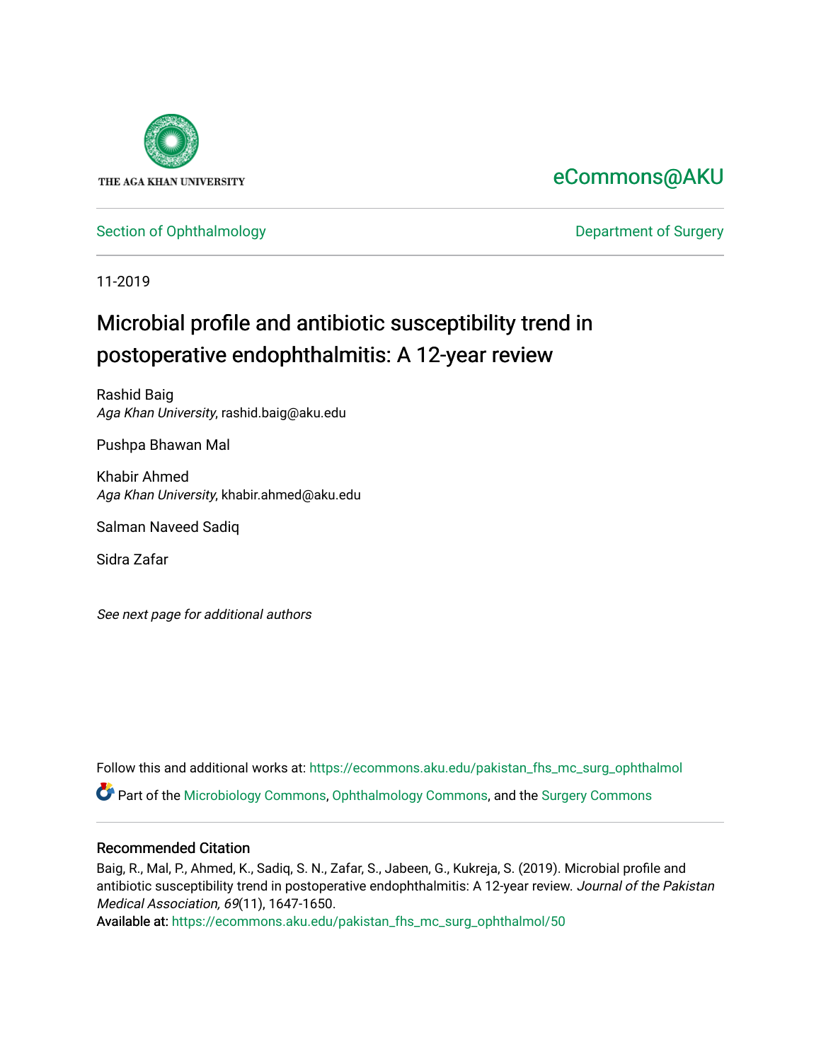THE AGA KHAN UNIVERSITY

eCommons@AKU

Section of Ophthalmology | Department of Surgery

11-2019

# Microbial profile and antibiotic susceptibility trend in postoperative endophthalmitis: A 12-year review

Rashid Baig
*Aga Khan University*, rashid.baig@aku.edu

Pushpa Bhawan Mal

Khabir Ahmed
*Aga Khan University*, khabir.ahmed@aku.edu

Salman Naveed Sadiq

Sidra Zafar

*See next page for additional authors*

Follow this and additional works at: https://ecommons.aku.edu/pakistan_fhs_mc_surg_ophthalmol

Part of the Microbiology Commons, Ophthalmology Commons, and the Surgery Commons

## Recommended Citation

Baig, R., Mal, P., Ahmed, K., Sadiq, S. N., Zafar, S., Jabeen, G., Kukreja, S. (2019). Microbial profile and antibiotic susceptibility trend in postoperative endophthalmitis: A 12-year review. *Journal of the Pakistan Medical Association, 69*(11), 1647-1650.
Available at: https://ecommons.aku.edu/pakistan_fhs_mc_surg_ophthalmol/50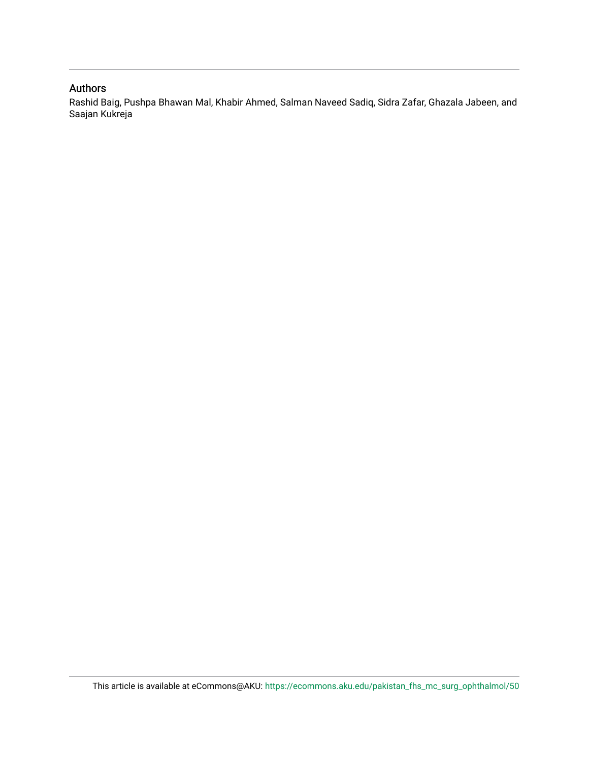## Authors

Rashid Baig, Pushpa Bhawan Mal, Khabir Ahmed, Salman Naveed Sadiq, Sidra Zafar, Ghazala Jabeen, and Saajan Kukreja

This article is available at eCommons@AKU: https://ecommons.aku.edu/pakistan_fhs_mc_surg_ophthalmol/50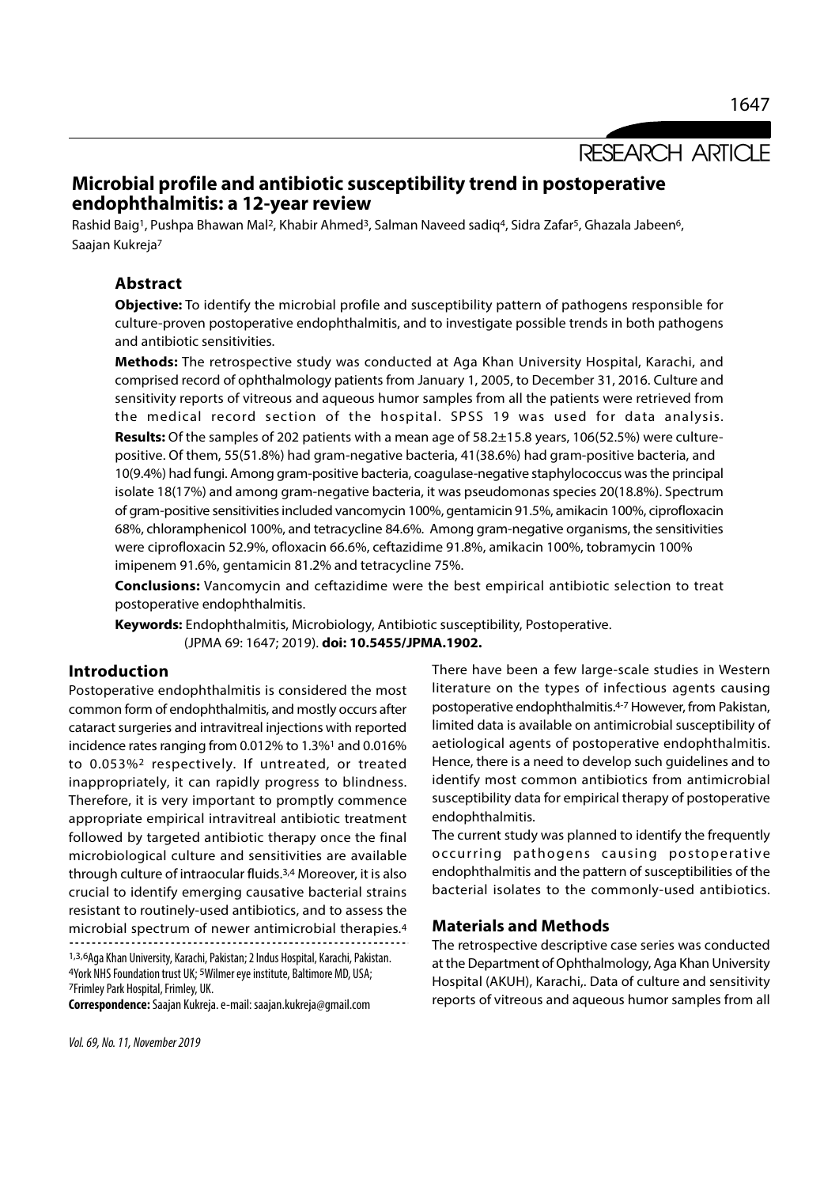# Microbial profile and antibiotic susceptibility trend in postoperative endophthalmitis: a 12-year review

Rashid Baig[1], Pushpa Bhawan Mal[2], Khabir Ahmed[3], Salman Naveed sadiq[4], Sidra Zafar[5], Ghazala Jabeen[6], Saajan Kukreja[7]

## Abstract

**Objective:** To identify the microbial profile and susceptibility pattern of pathogens responsible for culture-proven postoperative endophthalmitis, and to investigate possible trends in both pathogens and antibiotic sensitivities.

**Methods:** The retrospective study was conducted at Aga Khan University Hospital, Karachi, and comprised record of ophthalmology patients from January 1, 2005, to December 31, 2016. Culture and sensitivity reports of vitreous and aqueous humor samples from all the patients were retrieved from the medical record section of the hospital. SPSS 19 was used for data analysis.

**Results:** Of the samples of 202 patients with a mean age of 58.2±15.8 years, 106(52.5%) were culture-positive. Of them, 55(51.8%) had gram-negative bacteria, 41(38.6%) had gram-positive bacteria, and 10(9.4%) had fungi. Among gram-positive bacteria, coagulase-negative staphylococcus was the principal isolate 18(17%) and among gram-negative bacteria, it was pseudomonas species 20(18.8%). Spectrum of gram-positive sensitivities included vancomycin 100%, gentamicin 91.5%, amikacin 100%, ciprofloxacin 68%, chloramphenicol 100%, and tetracycline 84.6%. Among gram-negative organisms, the sensitivities were ciprofloxacin 52.9%, ofloxacin 66.6%, ceftazidime 91.8%, amikacin 100%, tobramycin 100% imipenem 91.6%, gentamicin 81.2% and tetracycline 75%.

**Conclusions:** Vancomycin and ceftazidime were the best empirical antibiotic selection to treat postoperative endophthalmitis.

**Keywords:** Endophthalmitis, Microbiology, Antibiotic susceptibility, Postoperative.

(JPMA 69: 1647; 2019). **doi: 10.5455/JPMA.1902.**

## Introduction

Postoperative endophthalmitis is considered the most common form of endophthalmitis, and mostly occurs after cataract surgeries and intravitreal injections with reported incidence rates ranging from 0.012% to 1.3%[1] and 0.016% to 0.053%[2] respectively. If untreated, or treated inappropriately, it can rapidly progress to blindness. Therefore, it is very important to promptly commence appropriate empirical intravitreal antibiotic treatment followed by targeted antibiotic therapy once the final microbiological culture and sensitivities are available through culture of intraocular fluids.[3,4] Moreover, it is also crucial to identify emerging causative bacterial strains resistant to routinely-used antibiotics, and to assess the microbial spectrum of newer antimicrobial therapies.[4]

There have been a few large-scale studies in Western literature on the types of infectious agents causing postoperative endophthalmitis.[4-7] However, from Pakistan, limited data is available on antimicrobial susceptibility of aetiological agents of postoperative endophthalmitis. Hence, there is a need to develop such guidelines and to identify most common antibiotics from antimicrobial susceptibility data for empirical therapy of postoperative endophthalmitis.

The current study was planned to identify the frequently occurring pathogens causing postoperative endophthalmitis and the pattern of susceptibilities of the bacterial isolates to the commonly-used antibiotics.

## Materials and Methods

The retrospective descriptive case series was conducted at the Department of Ophthalmology, Aga Khan University Hospital (AKUH), Karachi,. Data of culture and sensitivity reports of vitreous and aqueous humor samples from all

---

[1,3,6]Aga Khan University, Karachi, Pakistan; [2]Indus Hospital, Karachi, Pakistan. [4]York NHS Foundation trust UK; [5]Wilmer eye institute, Baltimore MD, USA; [7]Frimley Park Hospital, Frimley, UK.

**Correspondence:** Saajan Kukreja. e-mail: saajan.kukreja@gmail.com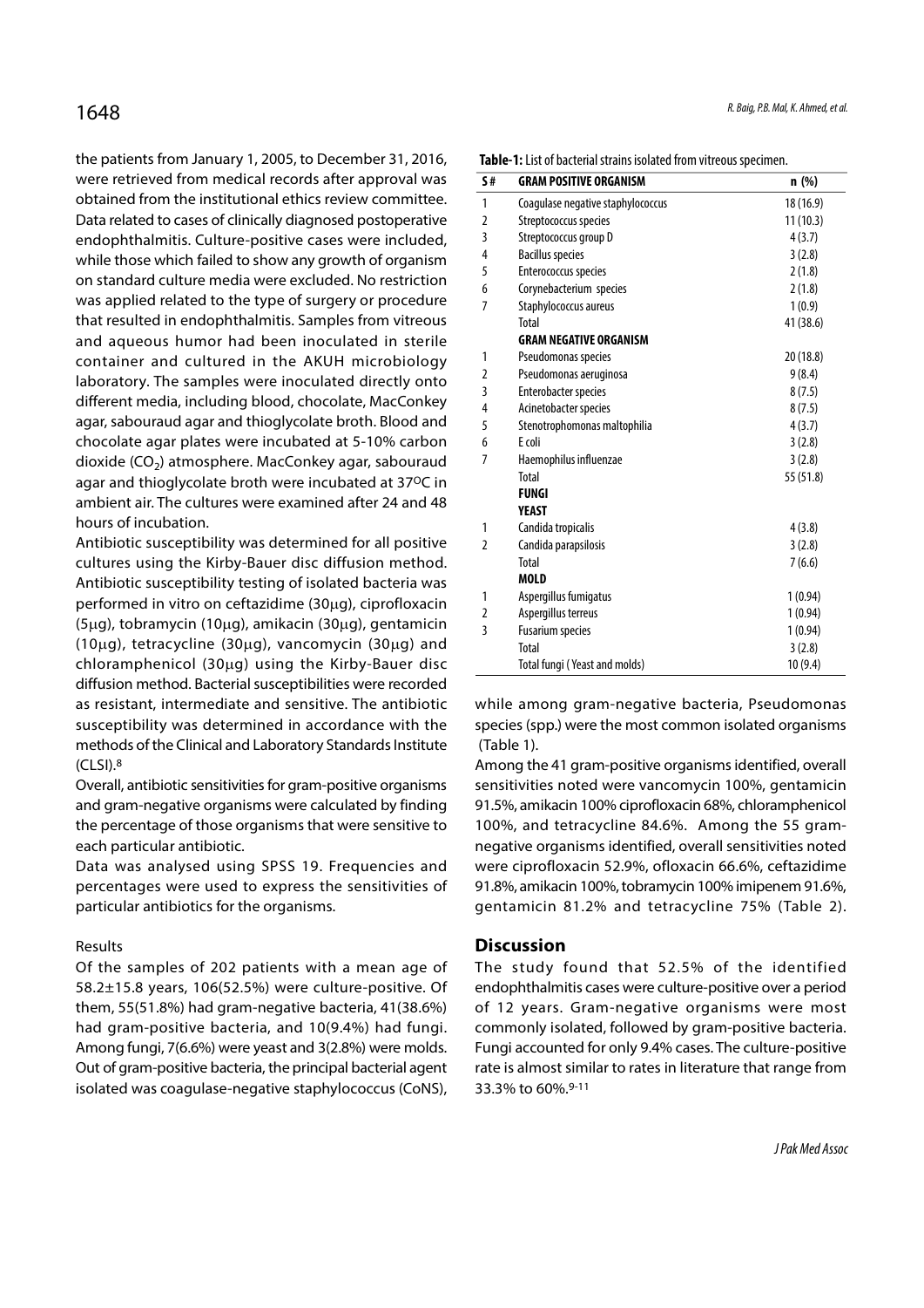the patients from January 1, 2005, to December 31, 2016, were retrieved from medical records after approval was obtained from the institutional ethics review committee. Data related to cases of clinically diagnosed postoperative endophthalmitis. Culture-positive cases were included, while those which failed to show any growth of organism on standard culture media were excluded. No restriction was applied related to the type of surgery or procedure that resulted in endophthalmitis. Samples from vitreous and aqueous humor had been inoculated in sterile container and cultured in the AKUH microbiology laboratory. The samples were inoculated directly onto different media, including blood, chocolate, MacConkey agar, sabouraud agar and thioglycolate broth. Blood and chocolate agar plates were incubated at 5-10% carbon dioxide ($CO_2$) atmosphere. MacConkey agar, sabouraud agar and thioglycolate broth were incubated at 37°C in ambient air. The cultures were examined after 24 and 48 hours of incubation.

Antibiotic susceptibility was determined for all positive cultures using the Kirby-Bauer disc diffusion method. Antibiotic susceptibility testing of isolated bacteria was performed in vitro on ceftazidime (30µg), ciprofloxacin (5µg), tobramycin (10µg), amikacin (30µg), gentamicin (10µg), tetracycline (30µg), vancomycin (30µg) and chloramphenicol (30µg) using the Kirby-Bauer disc diffusion method. Bacterial susceptibilities were recorded as resistant, intermediate and sensitive. The antibiotic susceptibility was determined in accordance with the methods of the Clinical and Laboratory Standards Institute (CLSI).[8]

Overall, antibiotic sensitivities for gram-positive organisms and gram-negative organisms were calculated by finding the percentage of those organisms that were sensitive to each particular antibiotic.

Data was analysed using SPSS 19. Frequencies and percentages were used to express the sensitivities of particular antibiotics for the organisms.

## Results

Of the samples of 202 patients with a mean age of 58.2±15.8 years, 106(52.5%) were culture-positive. Of them, 55(51.8%) had gram-negative bacteria, 41(38.6%) had gram-positive bacteria, and 10(9.4%) had fungi. Among fungi, 7(6.6%) were yeast and 3(2.8%) were molds. Out of gram-positive bacteria, the principal bacterial agent isolated was coagulase-negative staphylococcus (CoNS), while among gram-negative bacteria, Pseudomonas species (spp.) were the most common isolated organisms (Table 1).

**Table-1:** List of bacterial strains isolated from vitreous specimen.

| S# | GRAM POSITIVE ORGANISM | n (%) |
|---|---|---|
| 1 | Coagulase negative staphylococcus | 18 (16.9) |
| 2 | Streptococcus species | 11 (10.3) |
| 3 | Streptococcus group D | 4 (3.7) |
| 4 | Bacillus species | 3 (2.8) |
| 5 | Enterococcus species | 2 (1.8) |
| 6 | Corynebacterium species | 2 (1.8) |
| 7 | Staphylococcus aureus | 1 (0.9) |
| | Total | 41 (38.6) |
| | **GRAM NEGATIVE ORGANISM** | |
| 1 | Pseudomonas species | 20 (18.8) |
| 2 | Pseudomonas aeruginosa | 9 (8.4) |
| 3 | Enterobacter species | 8 (7.5) |
| 4 | Acinetobacter species | 8 (7.5) |
| 5 | Stenotrophomonas maltophilia | 4 (3.7) |
| 6 | E coli | 3 (2.8) |
| 7 | Haemophilus influenzae | 3 (2.8) |
| | Total | 55 (51.8) |
| | **FUNGI** | |
| | **YEAST** | |
| 1 | Candida tropicalis | 4 (3.8) |
| 2 | Candida parapsilosis | 3 (2.8) |
| | Total | 7 (6.6) |
| | **MOLD** | |
| 1 | Aspergillus fumigatus | 1 (0.94) |
| 2 | Aspergillus terreus | 1 (0.94) |
| 3 | Fusarium species | 1 (0.94) |
| | Total | 3 (2.8) |
| | Total fungi ( Yeast and molds) | 10 (9.4) |

Among the 41 gram-positive organisms identified, overall sensitivities noted were vancomycin 100%, gentamicin 91.5%, amikacin 100% ciprofloxacin 68%, chloramphenicol 100%, and tetracycline 84.6%. Among the 55 gram-negative organisms identified, overall sensitivities noted were ciprofloxacin 52.9%, ofloxacin 66.6%, ceftazidime 91.8%, amikacin 100%, tobramycin 100% imipenem 91.6%, gentamicin 81.2% and tetracycline 75% (Table 2).

## Discussion

The study found that 52.5% of the identified endophthalmitis cases were culture-positive over a period of 12 years. Gram-negative organisms were most commonly isolated, followed by gram-positive bacteria. Fungi accounted for only 9.4% cases. The culture-positive rate is almost similar to rates in literature that range from 33.3% to 60%.[9-11]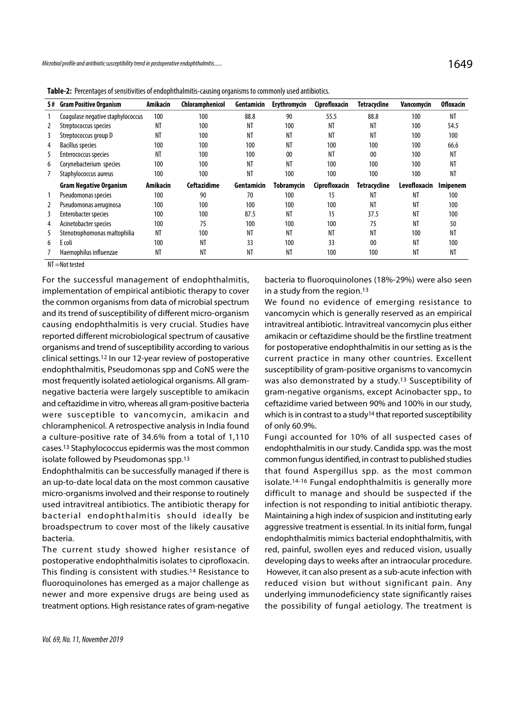**Table-2:** Percentages of sensitivities of endophthalmitis-causing organisms to commonly used antibiotics.

| S# | Gram Positive Organism | Amikacin | Chloramphenicol | Gentamicin | Erythromycin | Ciprofloxacin | Tetracycline | Vancomycin | Ofloxacin |
|---|---|---|---|---|---|---|---|---|---|
| 1 | Coagulase negative staphylococcus | 100 | 100 | 88.8 | 90 | 55.5 | 88.8 | 100 | NT |
| 2 | Streptococcus species | NT | 100 | NT | 100 | NT | NT | 100 | 54.5 |
| 3 | Streptococcus group D | NT | 100 | NT | NT | NT | NT | 100 | 100 |
| 4 | Bacillus species | 100 | 100 | 100 | NT | 100 | 100 | 100 | 66.6 |
| 5 | Enterococcus species | NT | 100 | 100 | 00 | NT | 00 | 100 | NT |
| 6 | Corynebacterium species | 100 | 100 | NT | NT | 100 | 100 | 100 | NT |
| 7 | Staphylococcus aureus | 100 | 100 | NT | 100 | 100 | 100 | 100 | NT |
| | **Gram Negative Organism** | **Amikacin** | **Ceftazidime** | **Gentamicin** | **Tobramycin** | **Ciprofloxacin** | **Tetracycline** | **Levofloxacin** | **Imipenem** |
| 1 | Pseudomonas species | 100 | 90 | 70 | 100 | 15 | NT | NT | 100 |
| 2 | Pseudomonas aeruginosa | 100 | 100 | 100 | 100 | 100 | NT | NT | 100 |
| 3 | Enterobacter species | 100 | 100 | 87.5 | NT | 15 | 37.5 | NT | 100 |
| 4 | Acinetobacter species | 100 | 75 | 100 | 100 | 100 | 75 | NT | 50 |
| 5 | Stenotrophomonas maltophilia | NT | 100 | NT | NT | NT | NT | 100 | NT |
| 6 | E coli | 100 | NT | 33 | 100 | 33 | 00 | NT | 100 |
| 7 | Haemophilus influenzae | NT | NT | NT | NT | 100 | 100 | NT | NT |

NT = Not tested

For the successful management of endophthalmitis, implementation of empirical antibiotic therapy to cover the common organisms from data of microbial spectrum and its trend of susceptibility of different micro-organism causing endophthalmitis is very crucial. Studies have reported different microbiological spectrum of causative organisms and trend of susceptibility according to various clinical settings.[12] In our 12-year review of postoperative endophthalmitis, Pseudomonas spp and CoNS were the most frequently isolated aetiological organisms. All gram-negative bacteria were largely susceptible to amikacin and ceftazidime in vitro, whereas all gram-positive bacteria were susceptible to vancomycin, amikacin and chloramphenicol. A retrospective analysis in India found a culture-positive rate of 34.6% from a total of 1,110 cases.[13] Staphylococcus epidermis was the most common isolate followed by Pseudomonas spp.[13]

Endophthalmitis can be successfully managed if there is an up-to-date local data on the most common causative micro-organisms involved and their response to routinely used intravitreal antibiotics. The antibiotic therapy for bacterial endophthalmitis should ideally be broadspectrum to cover most of the likely causative bacteria.

The current study showed higher resistance of postoperative endophthalmitis isolates to ciprofloxacin. This finding is consistent with studies.[14] Resistance to fluoroquinolones has emerged as a major challenge as newer and more expensive drugs are being used as treatment options. High resistance rates of gram-negative bacteria to fluoroquinolones (18%-29%) were also seen in a study from the region.[13]

We found no evidence of emerging resistance to vancomycin which is generally reserved as an empirical intravitreal antibiotic. Intravitreal vancomycin plus either amikacin or ceftazidime should be the firstline treatment for postoperative endophthalmitis in our setting as is the current practice in many other countries. Excellent susceptibility of gram-positive organisms to vancomycin was also demonstrated by a study.[13] Susceptibility of gram-negative organisms, except Acinobacter spp., to ceftazidime varied between 90% and 100% in our study, which is in contrast to a study[14] that reported susceptibility of only 60.9%.

Fungi accounted for 10% of all suspected cases of endophthalmitis in our study. Candida spp. was the most common fungus identified, in contrast to published studies that found Aspergillus spp. as the most common isolate.[14-16] Fungal endophthalmitis is generally more difficult to manage and should be suspected if the infection is not responding to initial antibiotic therapy. Maintaining a high index of suspicion and instituting early aggressive treatment is essential. In its initial form, fungal endophthalmitis mimics bacterial endophthalmitis, with red, painful, swollen eyes and reduced vision, usually developing days to weeks after an intraocular procedure. However, it can also present as a sub-acute infection with reduced vision but without significant pain. Any underlying immunodeficiency state significantly raises the possibility of fungal aetiology. The treatment is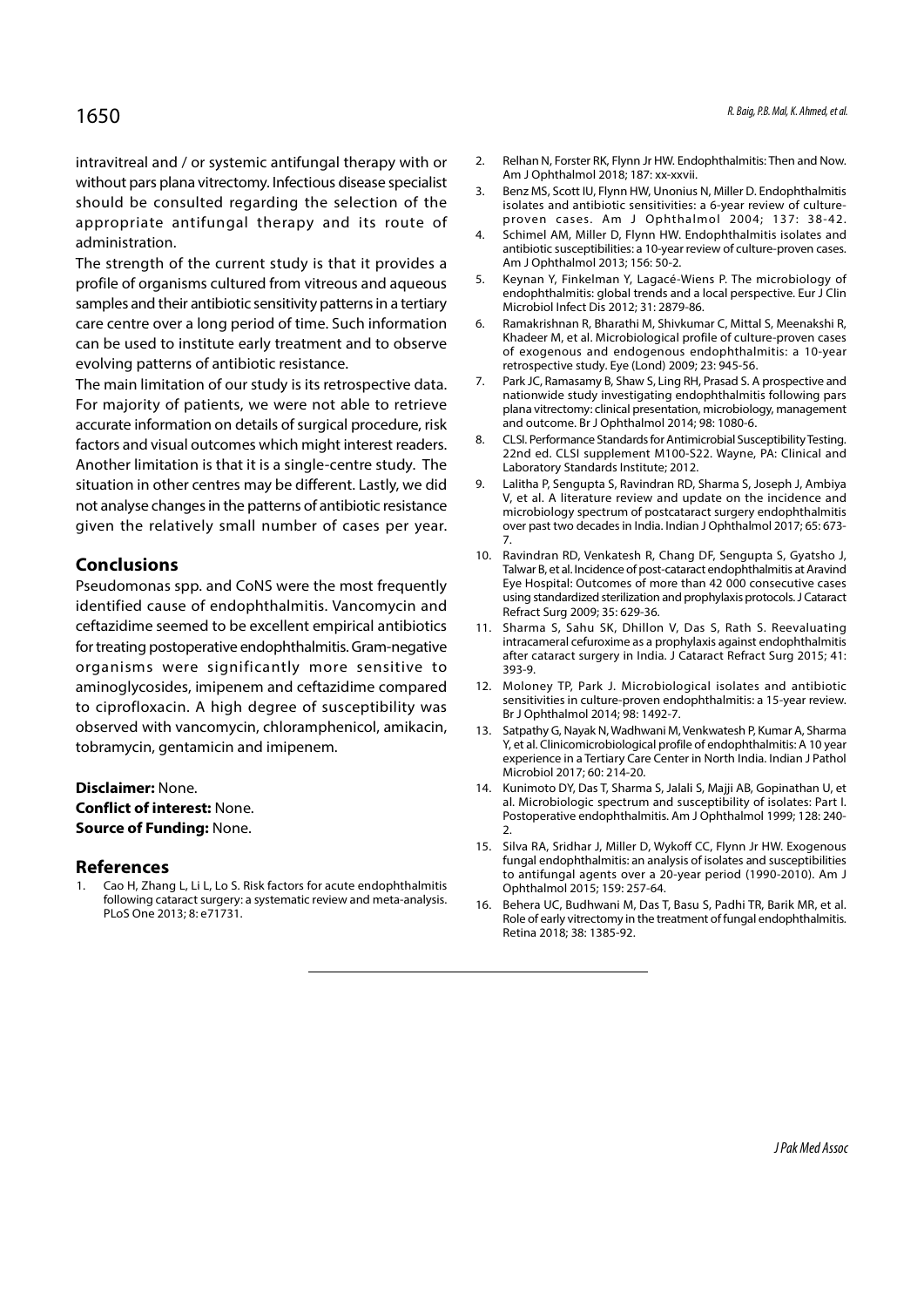intravitreal and / or systemic antifungal therapy with or without pars plana vitrectomy. Infectious disease specialist should be consulted regarding the selection of the appropriate antifungal therapy and its route of administration.

The strength of the current study is that it provides a profile of organisms cultured from vitreous and aqueous samples and their antibiotic sensitivity patterns in a tertiary care centre over a long period of time. Such information can be used to institute early treatment and to observe evolving patterns of antibiotic resistance.

The main limitation of our study is its retrospective data. For majority of patients, we were not able to retrieve accurate information on details of surgical procedure, risk factors and visual outcomes which might interest readers. Another limitation is that it is a single-centre study. The situation in other centres may be different. Lastly, we did not analyse changes in the patterns of antibiotic resistance given the relatively small number of cases per year.

## Conclusions

Pseudomonas spp. and CoNS were the most frequently identified cause of endophthalmitis. Vancomycin and ceftazidime seemed to be excellent empirical antibiotics for treating postoperative endophthalmitis. Gram-negative organisms were significantly more sensitive to aminoglycosides, imipenem and ceftazidime compared to ciprofloxacin. A high degree of susceptibility was observed with vancomycin, chloramphenicol, amikacin, tobramycin, gentamicin and imipenem.

**Disclaimer:** None.
**Conflict of interest:** None.
**Source of Funding:** None.

## References

1. Cao H, Zhang L, Li L, Lo S. Risk factors for acute endophthalmitis following cataract surgery: a systematic review and meta-analysis. PLoS One 2013; 8: e71731.
2. Relhan N, Forster RK, Flynn Jr HW. Endophthalmitis: Then and Now. Am J Ophthalmol 2018; 187: xx-xxvii.
3. Benz MS, Scott IU, Flynn HW, Unonius N, Miller D. Endophthalmitis isolates and antibiotic sensitivities: a 6-year review of culture-proven cases. Am J Ophthalmol 2004; 137: 38-42.
4. Schimel AM, Miller D, Flynn HW. Endophthalmitis isolates and antibiotic susceptibilities: a 10-year review of culture-proven cases. Am J Ophthalmol 2013; 156: 50-2.
5. Keynan Y, Finkelman Y, Lagacé-Wiens P. The microbiology of endophthalmitis: global trends and a local perspective. Eur J Clin Microbiol Infect Dis 2012; 31: 2879-86.
6. Ramakrishnan R, Bharathi M, Shivkumar C, Mittal S, Meenakshi R, Khadeer M, et al. Microbiological profile of culture-proven cases of exogenous and endogenous endophthalmitis: a 10-year retrospective study. Eye (Lond) 2009; 23: 945-56.
7. Park JC, Ramasamy B, Shaw S, Ling RH, Prasad S. A prospective and nationwide study investigating endophthalmitis following pars plana vitrectomy: clinical presentation, microbiology, management and outcome. Br J Ophthalmol 2014; 98: 1080-6.
8. CLSI. Performance Standards for Antimicrobial Susceptibility Testing. 22nd ed. CLSI supplement M100-S22. Wayne, PA: Clinical and Laboratory Standards Institute; 2012.
9. Lalitha P, Sengupta S, Ravindran RD, Sharma S, Joseph J, Ambiya V, et al. A literature review and update on the incidence and microbiology spectrum of postcataract surgery endophthalmitis over past two decades in India. Indian J Ophthalmol 2017; 65: 673-7.
10. Ravindran RD, Venkatesh R, Chang DF, Sengupta S, Gyatsho J, Talwar B, et al. Incidence of post-cataract endophthalmitis at Aravind Eye Hospital: Outcomes of more than 42 000 consecutive cases using standardized sterilization and prophylaxis protocols. J Cataract Refract Surg 2009; 35: 629-36.
11. Sharma S, Sahu SK, Dhillon V, Das S, Rath S. Reevaluating intracameral cefuroxime as a prophylaxis against endophthalmitis after cataract surgery in India. J Cataract Refract Surg 2015; 41: 393-9.
12. Moloney TP, Park J. Microbiological isolates and antibiotic sensitivities in culture-proven endophthalmitis: a 15-year review. Br J Ophthalmol 2014; 98: 1492-7.
13. Satpathy G, Nayak N, Wadhwani M, Venkwatesh P, Kumar A, Sharma Y, et al. Clinicomicrobiological profile of endophthalmitis: A 10 year experience in a Tertiary Care Center in North India. Indian J Pathol Microbiol 2017; 60: 214-20.
14. Kunimoto DY, Das T, Sharma S, Jalali S, Majji AB, Gopinathan U, et al. Microbiologic spectrum and susceptibility of isolates: Part I. Postoperative endophthalmitis. Am J Ophthalmol 1999; 128: 240-2.
15. Silva RA, Sridhar J, Miller D, Wykoff CC, Flynn Jr HW. Exogenous fungal endophthalmitis: an analysis of isolates and susceptibilities to antifungal agents over a 20-year period (1990-2010). Am J Ophthalmol 2015; 159: 257-64.
16. Behera UC, Budhwani M, Das T, Basu S, Padhi TR, Barik MR, et al. Role of early vitrectomy in the treatment of fungal endophthalmitis. Retina 2018; 38: 1385-92.